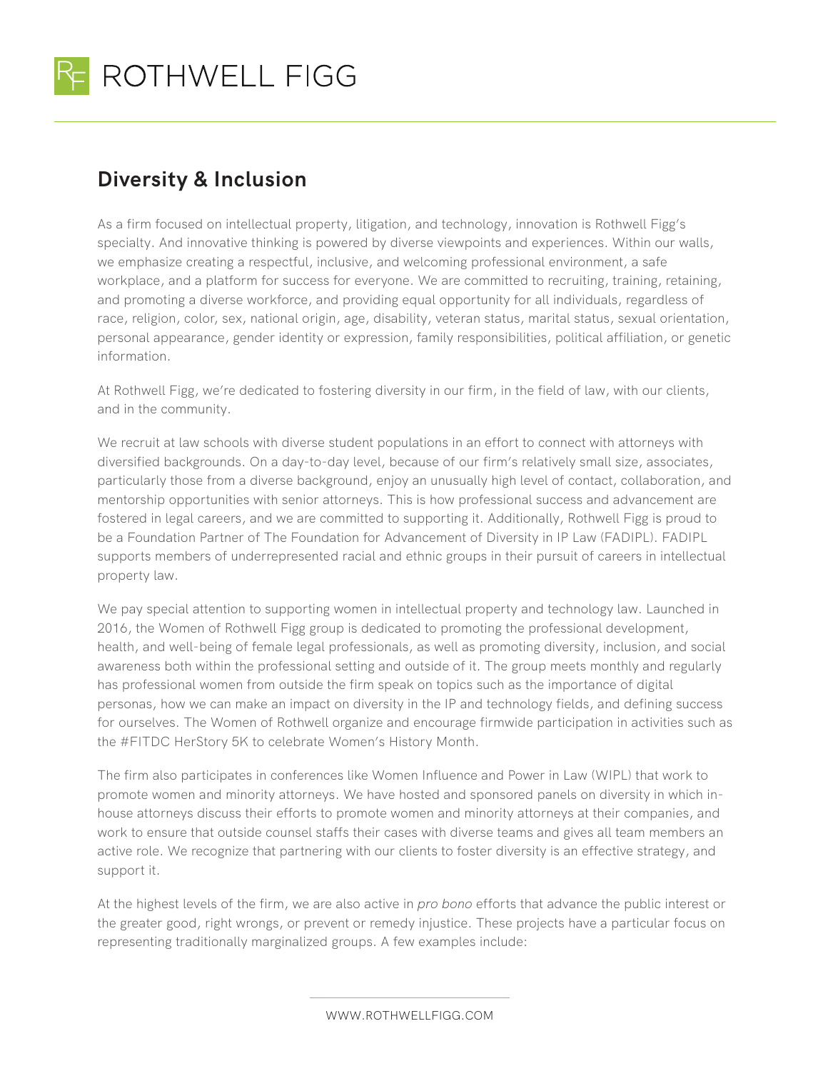# Diversity & Inclusion

As a firm focused on intellectual property, litigation, and technology, innovation is Rothwell Figg's specialty. And innovative thinking is powered by diverse viewpoints and experiences. Within our walls, we emphasize creating a respectful, inclusive, and welcoming professional environment, a safe workplace, and a platform for success for everyone. We are committed to recruiting, training, retaining, and promoting a diverse workforce, and providing equal opportunity for all individuals, regardless of race, religion, color, sex, national origin, age, disability, veteran status, marital status, sexual orientation, personal appearance, gender identity or expression, family responsibilities, political affiliation, or genetic information.

At Rothwell Figg, we're dedicated to fostering diversity in our firm, in the field of law, with our clients, and in the community.

We recruit at law schools with diverse student populations in an effort to connect with attorneys with diversified backgrounds. On a day-to-day level, because of our firm's relatively small size, associates, particularly those from a diverse background, enjoy an unusually high level of contact, collaboration, and mentorship opportunities with senior attorneys. This is how professional success and advancement are fostered in legal careers, and we are committed to supporting it. Additionally, Rothwell Figg is proud to be a Foundation Partner of The Foundation for Advancement of Diversity in IP Law (FADIPL). FADIPL supports members of underrepresented racial and ethnic groups in their pursuit of careers in intellectual property law.

We pay special attention to supporting women in intellectual property and technology law. Launched in 2016, the Women of Rothwell Figg group is dedicated to promoting the professional development, health, and well-being of female legal professionals, as well as promoting diversity, inclusion, and social awareness both within the professional setting and outside of it. The group meets monthly and regularly has professional women from outside the firm speak on topics such as the importance of digital personas, how we can make an impact on diversity in the IP and technology fields, and defining success for ourselves. The Women of Rothwell organize and encourage firmwide participation in activities such as the #FITDC HerStory 5K to celebrate Women's History Month.

The firm also participates in conferences like Women Influence and Power in Law (WIPL) that work to promote women and minority attorneys. We have hosted and sponsored panels on diversity in which in-house attorneys discuss their efforts to promote women and minority attorneys at their companies, and work to ensure that outside counsel staffs their cases with diverse teams and gives all team members an active role. We recognize that partnering with our clients to foster diversity is an effective strategy, and support it.

At the highest levels of the firm, we are also active in *pro bono* efforts that advance the public interest or the greater good, right wrongs, or prevent or remedy injustice. These projects have a particular focus on representing traditionally marginalized groups. A few examples include: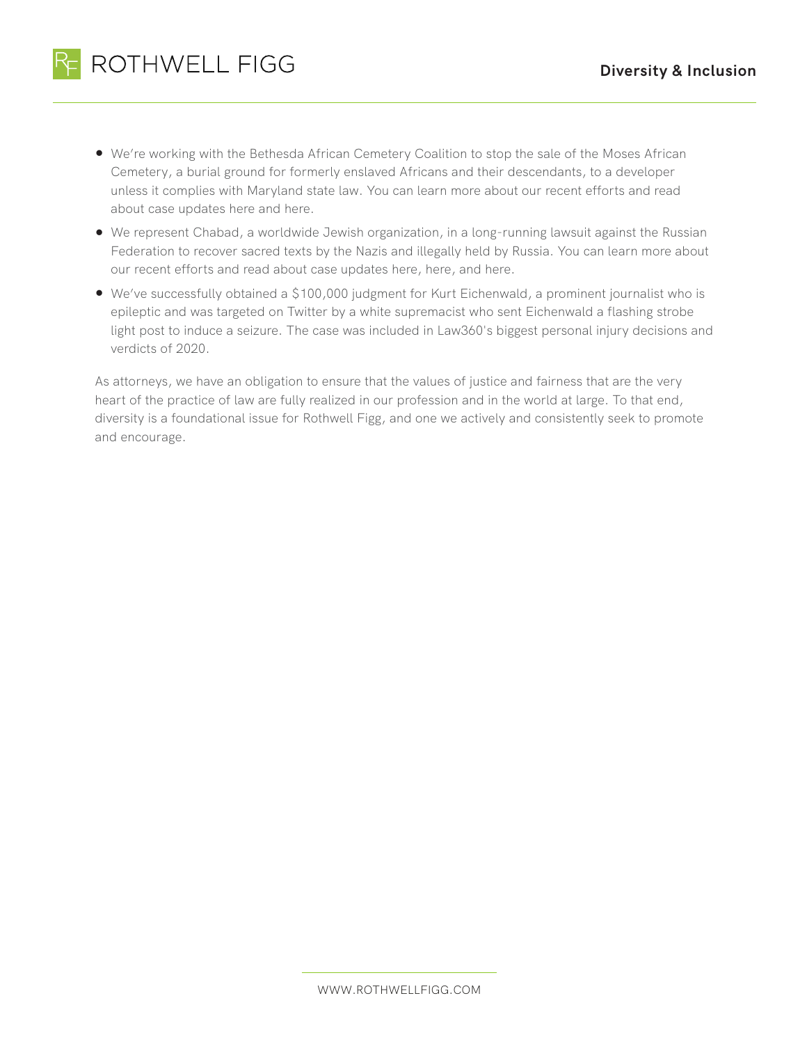- We're working with the Bethesda African Cemetery Coalition to stop the sale of the Moses African Cemetery, a burial ground for formerly enslaved Africans and their descendants, to a developer unless it complies with Maryland state law. You can learn more about our recent efforts and read about case updates here and here.
- We represent Chabad, a worldwide Jewish organization, in a long-running lawsuit against the Russian Federation to recover sacred texts by the Nazis and illegally held by Russia. You can learn more about our recent efforts and read about case updates here, here, and here.
- We've successfully obtained a $100,000 judgment for Kurt Eichenwald, a prominent journalist who is epileptic and was targeted on Twitter by a white supremacist who sent Eichenwald a flashing strobe light post to induce a seizure. The case was included in Law360's biggest personal injury decisions and verdicts of 2020.

As attorneys, we have an obligation to ensure that the values of justice and fairness that are the very heart of the practice of law are fully realized in our profession and in the world at large. To that end, diversity is a foundational issue for Rothwell Figg, and one we actively and consistently seek to promote and encourage.